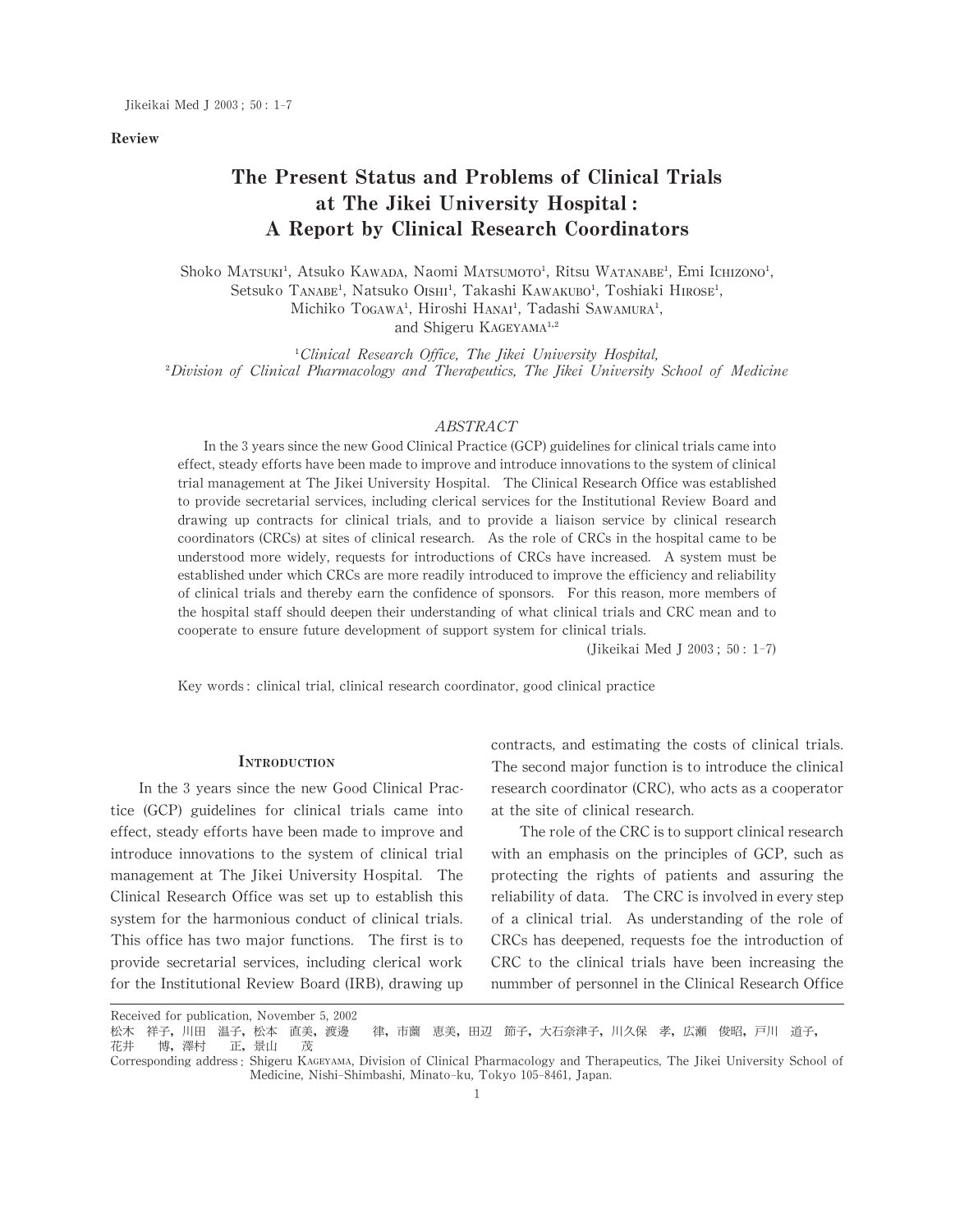Review

# The Present Status and Problems of Clinical Trials at The Jikei University Hospital : A Report by Clinical Research Coordinators

Shoko Matsuki[1], Atsuko Kawada, Naomi Matsumoto[1], Ritsu Watanabe[1], Emi Ichizono[1], Setsuko Tanabe[1], Natsuko Oishi[1], Takashi Kawakubo[1], Toshiaki Hirose[1], Michiko Togawa[1], Hiroshi Hanai[1], Tadashi Sawamura[1], and Shigeru Kageyama[1,2]

[1]*Clinical Research Office, The Jikei University Hospital,*
[2]*Division of Clinical Pharmacology and Therapeutics, The Jikei University School of Medicine*

## ABSTRACT

In the 3 years since the new Good Clinical Practice (GCP) guidelines for clinical trials came into effect, steady efforts have been made to improve and introduce innovations to the system of clinical trial management at The Jikei University Hospital. The Clinical Research Office was established to provide secretarial services, including clerical services for the Institutional Review Board and drawing up contracts for clinical trials, and to provide a liaison service by clinical research coordinators (CRCs) at sites of clinical research. As the role of CRCs in the hospital came to be understood more widely, requests for introductions of CRCs have increased. A system must be established under which CRCs are more readily introduced to improve the efficiency and reliability of clinical trials and thereby earn the confidence of sponsors. For this reason, more members of the hospital staff should deepen their understanding of what clinical trials and CRC mean and to cooperate to ensure future development of support system for clinical trials.

(Jikeikai Med J 2003 ; 50 : 1-7)

Key words : clinical trial, clinical research coordinator, good clinical practice

## Introduction

In the 3 years since the new Good Clinical Practice (GCP) guidelines for clinical trials came into effect, steady efforts have been made to improve and introduce innovations to the system of clinical trial management at The Jikei University Hospital. The Clinical Research Office was set up to establish this system for the harmonious conduct of clinical trials. This office has two major functions. The first is to provide secretarial services, including clerical work for the Institutional Review Board (IRB), drawing up contracts, and estimating the costs of clinical trials. The second major function is to introduce the clinical research coordinator (CRC), who acts as a cooperator at the site of clinical research.

The role of the CRC is to support clinical research with an emphasis on the principles of GCP, such as protecting the rights of patients and assuring the reliability of data. The CRC is involved in every step of a clinical trial. As understanding of the role of CRCs has deepened, requests foe the introduction of CRC to the clinical trials have been increasing the nummber of personnel in the Clinical Research Office

Received for publication, November 5, 2002

松木　祥子，川田　温子，松本　直美，渡邊　　律，市薗　恵美，田辺　節子，大石奈津子，川久保　孝，広瀬　俊昭，戸川　道子，花井　　博，澤村　　正，景山　　茂

Corresponding address : Shigeru Kageyama, Division of Clinical Pharmacology and Therapeutics, The Jikei University School of Medicine, Nishi-Shimbashi, Minato-ku, Tokyo 105-8461, Japan.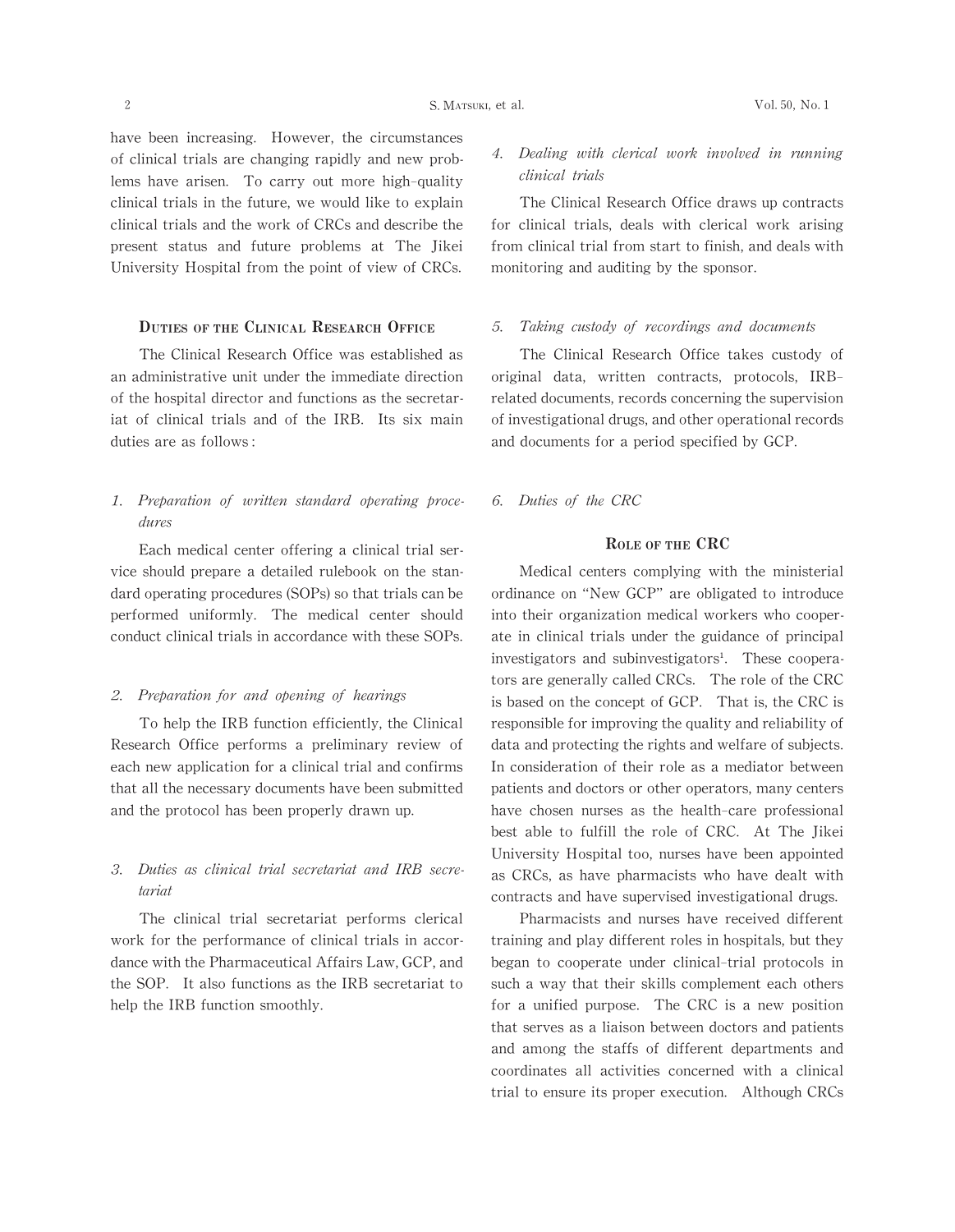have been increasing. However, the circumstances of clinical trials are changing rapidly and new problems have arisen. To carry out more high-quality clinical trials in the future, we would like to explain clinical trials and the work of CRCs and describe the present status and future problems at The Jikei University Hospital from the point of view of CRCs.

## Duties of the Clinical Research Office

The Clinical Research Office was established as an administrative unit under the immediate direction of the hospital director and functions as the secretariat of clinical trials and of the IRB. Its six main duties are as follows:

### 1. *Preparation of written standard operating procedures*

Each medical center offering a clinical trial service should prepare a detailed rulebook on the standard operating procedures (SOPs) so that trials can be performed uniformly. The medical center should conduct clinical trials in accordance with these SOPs.

### 2. *Preparation for and opening of hearings*

To help the IRB function efficiently, the Clinical Research Office performs a preliminary review of each new application for a clinical trial and confirms that all the necessary documents have been submitted and the protocol has been properly drawn up.

### 3. *Duties as clinical trial secretariat and IRB secretariat*

The clinical trial secretariat performs clerical work for the performance of clinical trials in accordance with the Pharmaceutical Affairs Law, GCP, and the SOP. It also functions as the IRB secretariat to help the IRB function smoothly.

### 4. *Dealing with clerical work involved in running clinical trials*

The Clinical Research Office draws up contracts for clinical trials, deals with clerical work arising from clinical trial from start to finish, and deals with monitoring and auditing by the sponsor.

### 5. *Taking custody of recordings and documents*

The Clinical Research Office takes custody of original data, written contracts, protocols, IRB-related documents, records concerning the supervision of investigational drugs, and other operational records and documents for a period specified by GCP.

### 6. *Duties of the CRC*

## Role of the CRC

Medical centers complying with the ministerial ordinance on "New GCP" are obligated to introduce into their organization medical workers who cooperate in clinical trials under the guidance of principal investigators and subinvestigators[1]. These cooperators are generally called CRCs. The role of the CRC is based on the concept of GCP. That is, the CRC is responsible for improving the quality and reliability of data and protecting the rights and welfare of subjects. In consideration of their role as a mediator between patients and doctors or other operators, many centers have chosen nurses as the health-care professional best able to fulfill the role of CRC. At The Jikei University Hospital too, nurses have been appointed as CRCs, as have pharmacists who have dealt with contracts and have supervised investigational drugs.

Pharmacists and nurses have received different training and play different roles in hospitals, but they began to cooperate under clinical-trial protocols in such a way that their skills complement each others for a unified purpose. The CRC is a new position that serves as a liaison between doctors and patients and among the staffs of different departments and coordinates all activities concerned with a clinical trial to ensure its proper execution. Although CRCs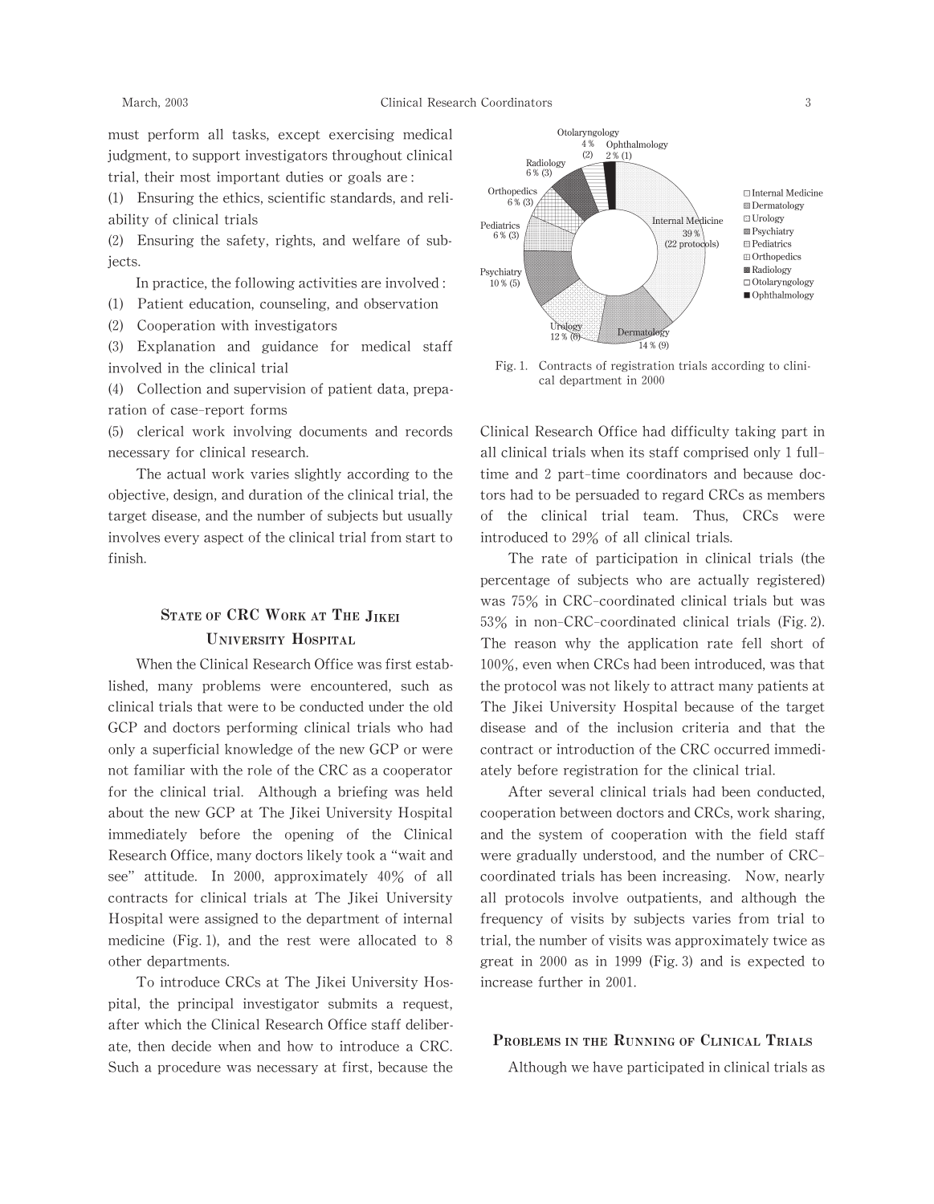must perform all tasks, except exercising medical judgment, to support investigators throughout clinical trial, their most important duties or goals are:

(1) Ensuring the ethics, scientific standards, and reliability of clinical trials

(2) Ensuring the safety, rights, and welfare of subjects.

In practice, the following activities are involved:

(1) Patient education, counseling, and observation

(2) Cooperation with investigators

(3) Explanation and guidance for medical staff involved in the clinical trial

(4) Collection and supervision of patient data, preparation of case-report forms

(5) clerical work involving documents and records necessary for clinical research.

The actual work varies slightly according to the objective, design, and duration of the clinical trial, the target disease, and the number of subjects but usually involves every aspect of the clinical trial from start to finish.

## State of CRC Work at The Jikei University Hospital

When the Clinical Research Office was first established, many problems were encountered, such as clinical trials that were to be conducted under the old GCP and doctors performing clinical trials who had only a superficial knowledge of the new GCP or were not familiar with the role of the CRC as a cooperator for the clinical trial. Although a briefing was held about the new GCP at The Jikei University Hospital immediately before the opening of the Clinical Research Office, many doctors likely took a "wait and see" attitude. In 2000, approximately 40% of all contracts for clinical trials at The Jikei University Hospital were assigned to the department of internal medicine (Fig. 1), and the rest were allocated to 8 other departments.

To introduce CRCs at The Jikei University Hospital, the principal investigator submits a request, after which the Clinical Research Office staff deliberate, then decide when and how to introduce a CRC. Such a procedure was necessary at first, because the Clinical Research Office had difficulty taking part in all clinical trials when its staff comprised only 1 full-time and 2 part-time coordinators and because doctors had to be persuaded to regard CRCs as members of the clinical trial team. Thus, CRCs were introduced to 29% of all clinical trials.

Otolaryngology 4% (2), Ophthalmology 2% (1), Radiology 6% (3), Orthopedics 6% (3), Pediatrics 6% (3), Psychiatry 10% (5), Urology 12% (6), Dermatology 14% (9), Internal Medicine 39% (22 protocols)

Fig. 1. Contracts of registration trials according to clinical department in 2000

The rate of participation in clinical trials (the percentage of subjects who are actually registered) was 75% in CRC-coordinated clinical trials but was 53% in non-CRC-coordinated clinical trials (Fig. 2). The reason why the application rate fell short of 100%, even when CRCs had been introduced, was that the protocol was not likely to attract many patients at The Jikei University Hospital because of the target disease and of the inclusion criteria and that the contract or introduction of the CRC occurred immediately before registration for the clinical trial.

After several clinical trials had been conducted, cooperation between doctors and CRCs, work sharing, and the system of cooperation with the field staff were gradually understood, and the number of CRC-coordinated trials has been increasing. Now, nearly all protocols involve outpatients, and although the frequency of visits by subjects varies from trial to trial, the number of visits was approximately twice as great in 2000 as in 1999 (Fig. 3) and is expected to increase further in 2001.

## Problems in the Running of Clinical Trials

Although we have participated in clinical trials as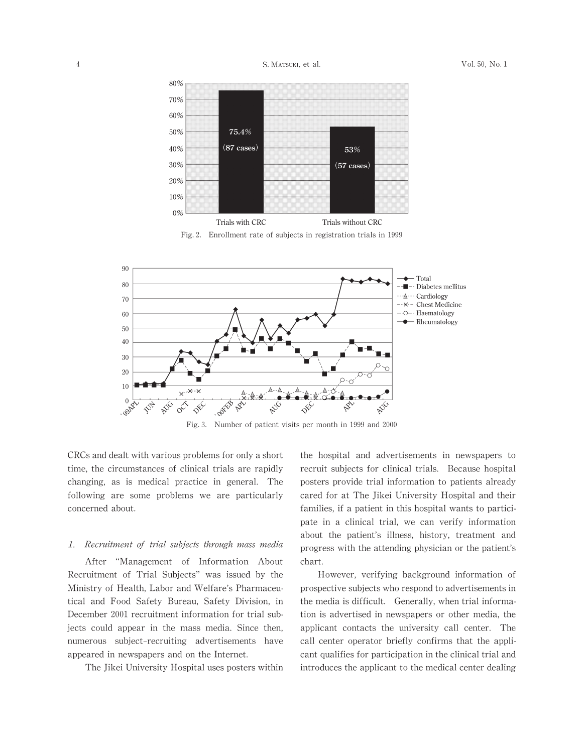Fig. 2. Enrollment rate of subjects in registration trials in 1999

Fig. 3. Number of patient visits per month in 1999 and 2000

CRCs and dealt with various problems for only a short time, the circumstances of clinical trials are rapidly changing, as is medical practice in general. The following are some problems we are particularly concerned about.

### 1. *Recruitment of trial subjects through mass media*

After "Management of Information About Recruitment of Trial Subjects" was issued by the Ministry of Health, Labor and Welfare's Pharmaceutical and Food Safety Bureau, Safety Division, in December 2001 recruitment information for trial subjects could appear in the mass media. Since then, numerous subject-recruiting advertisements have appeared in newspapers and on the Internet.

The Jikei University Hospital uses posters within the hospital and advertisements in newspapers to recruit subjects for clinical trials. Because hospital posters provide trial information to patients already cared for at The Jikei University Hospital and their families, if a patient in this hospital wants to participate in a clinical trial, we can verify information about the patient's illness, history, treatment and progress with the attending physician or the patient's chart.

However, verifying background information of prospective subjects who respond to advertisements in the media is difficult. Generally, when trial information is advertised in newspapers or other media, the applicant contacts the university call center. The call center operator briefly confirms that the applicant qualifies for participation in the clinical trial and introduces the applicant to the medical center dealing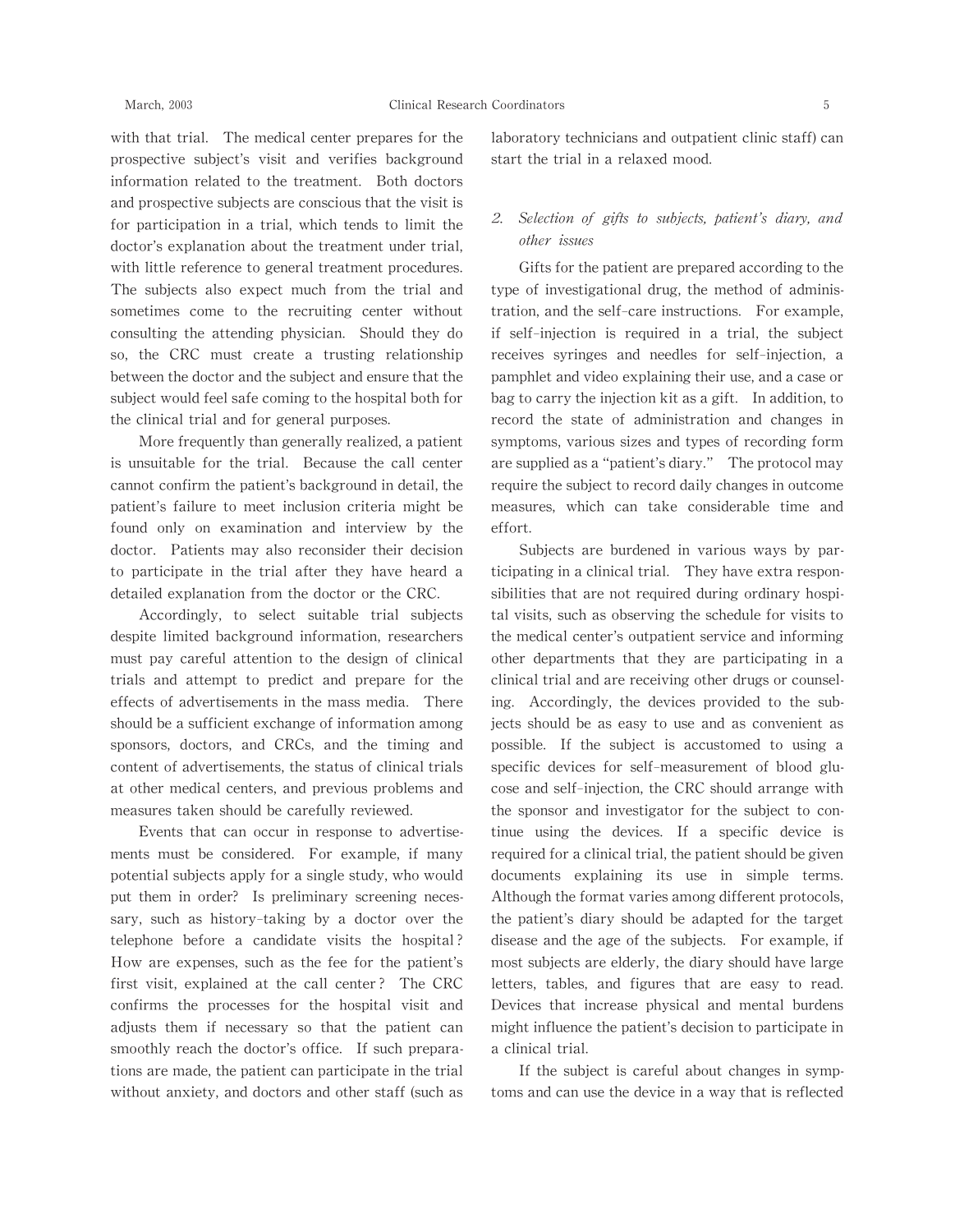with that trial. The medical center prepares for the prospective subject's visit and verifies background information related to the treatment. Both doctors and prospective subjects are conscious that the visit is for participation in a trial, which tends to limit the doctor's explanation about the treatment under trial, with little reference to general treatment procedures. The subjects also expect much from the trial and sometimes come to the recruiting center without consulting the attending physician. Should they do so, the CRC must create a trusting relationship between the doctor and the subject and ensure that the subject would feel safe coming to the hospital both for the clinical trial and for general purposes.

More frequently than generally realized, a patient is unsuitable for the trial. Because the call center cannot confirm the patient's background in detail, the patient's failure to meet inclusion criteria might be found only on examination and interview by the doctor. Patients may also reconsider their decision to participate in the trial after they have heard a detailed explanation from the doctor or the CRC.

Accordingly, to select suitable trial subjects despite limited background information, researchers must pay careful attention to the design of clinical trials and attempt to predict and prepare for the effects of advertisements in the mass media. There should be a sufficient exchange of information among sponsors, doctors, and CRCs, and the timing and content of advertisements, the status of clinical trials at other medical centers, and previous problems and measures taken should be carefully reviewed.

Events that can occur in response to advertisements must be considered. For example, if many potential subjects apply for a single study, who would put them in order? Is preliminary screening necessary, such as history-taking by a doctor over the telephone before a candidate visits the hospital? How are expenses, such as the fee for the patient's first visit, explained at the call center? The CRC confirms the processes for the hospital visit and adjusts them if necessary so that the patient can smoothly reach the doctor's office. If such preparations are made, the patient can participate in the trial without anxiety, and doctors and other staff (such as laboratory technicians and outpatient clinic staff) can start the trial in a relaxed mood.

### 2. *Selection of gifts to subjects, patient's diary, and other issues*

Gifts for the patient are prepared according to the type of investigational drug, the method of administration, and the self-care instructions. For example, if self-injection is required in a trial, the subject receives syringes and needles for self-injection, a pamphlet and video explaining their use, and a case or bag to carry the injection kit as a gift. In addition, to record the state of administration and changes in symptoms, various sizes and types of recording form are supplied as a "patient's diary." The protocol may require the subject to record daily changes in outcome measures, which can take considerable time and effort.

Subjects are burdened in various ways by participating in a clinical trial. They have extra responsibilities that are not required during ordinary hospital visits, such as observing the schedule for visits to the medical center's outpatient service and informing other departments that they are participating in a clinical trial and are receiving other drugs or counseling. Accordingly, the devices provided to the subjects should be as easy to use and as convenient as possible. If the subject is accustomed to using a specific devices for self-measurement of blood glucose and self-injection, the CRC should arrange with the sponsor and investigator for the subject to continue using the devices. If a specific device is required for a clinical trial, the patient should be given documents explaining its use in simple terms. Although the format varies among different protocols, the patient's diary should be adapted for the target disease and the age of the subjects. For example, if most subjects are elderly, the diary should have large letters, tables, and figures that are easy to read. Devices that increase physical and mental burdens might influence the patient's decision to participate in a clinical trial.

If the subject is careful about changes in symptoms and can use the device in a way that is reflected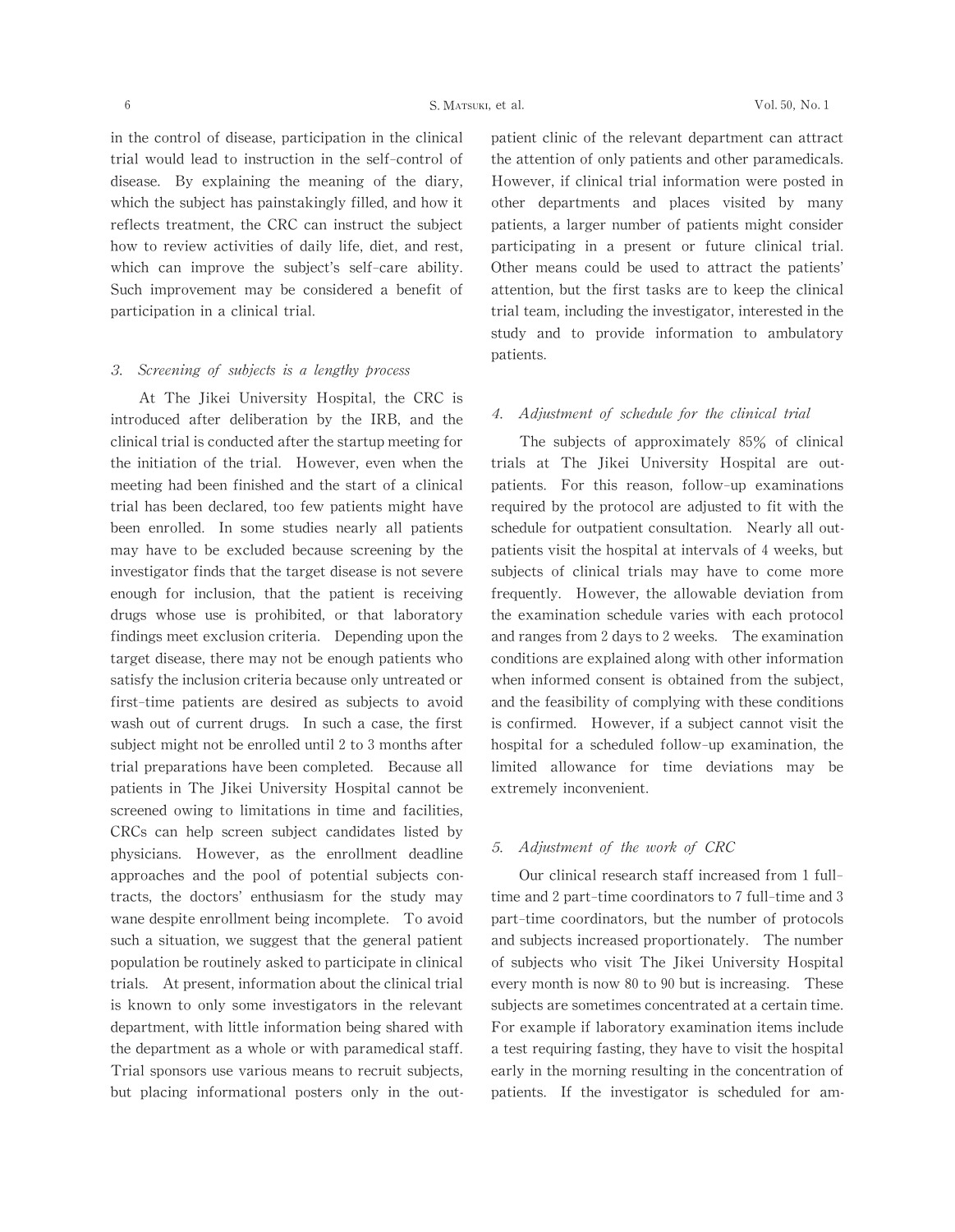in the control of disease, participation in the clinical trial would lead to instruction in the self-control of disease. By explaining the meaning of the diary, which the subject has painstakingly filled, and how it reflects treatment, the CRC can instruct the subject how to review activities of daily life, diet, and rest, which can improve the subject's self-care ability. Such improvement may be considered a benefit of participation in a clinical trial.

### 3. *Screening of subjects is a lengthy process*

At The Jikei University Hospital, the CRC is introduced after deliberation by the IRB, and the clinical trial is conducted after the startup meeting for the initiation of the trial. However, even when the meeting had been finished and the start of a clinical trial has been declared, too few patients might have been enrolled. In some studies nearly all patients may have to be excluded because screening by the investigator finds that the target disease is not severe enough for inclusion, that the patient is receiving drugs whose use is prohibited, or that laboratory findings meet exclusion criteria. Depending upon the target disease, there may not be enough patients who satisfy the inclusion criteria because only untreated or first-time patients are desired as subjects to avoid wash out of current drugs. In such a case, the first subject might not be enrolled until 2 to 3 months after trial preparations have been completed. Because all patients in The Jikei University Hospital cannot be screened owing to limitations in time and facilities, CRCs can help screen subject candidates listed by physicians. However, as the enrollment deadline approaches and the pool of potential subjects contracts, the doctors' enthusiasm for the study may wane despite enrollment being incomplete. To avoid such a situation, we suggest that the general patient population be routinely asked to participate in clinical trials. At present, information about the clinical trial is known to only some investigators in the relevant department, with little information being shared with the department as a whole or with paramedical staff. Trial sponsors use various means to recruit subjects, but placing informational posters only in the outpatient clinic of the relevant department can attract the attention of only patients and other paramedicals. However, if clinical trial information were posted in other departments and places visited by many patients, a larger number of patients might consider participating in a present or future clinical trial. Other means could be used to attract the patients' attention, but the first tasks are to keep the clinical trial team, including the investigator, interested in the study and to provide information to ambulatory patients.

### 4. *Adjustment of schedule for the clinical trial*

The subjects of approximately 85% of clinical trials at The Jikei University Hospital are outpatients. For this reason, follow-up examinations required by the protocol are adjusted to fit with the schedule for outpatient consultation. Nearly all outpatients visit the hospital at intervals of 4 weeks, but subjects of clinical trials may have to come more frequently. However, the allowable deviation from the examination schedule varies with each protocol and ranges from 2 days to 2 weeks. The examination conditions are explained along with other information when informed consent is obtained from the subject, and the feasibility of complying with these conditions is confirmed. However, if a subject cannot visit the hospital for a scheduled follow-up examination, the limited allowance for time deviations may be extremely inconvenient.

### 5. *Adjustment of the work of CRC*

Our clinical research staff increased from 1 full-time and 2 part-time coordinators to 7 full-time and 3 part-time coordinators, but the number of protocols and subjects increased proportionately. The number of subjects who visit The Jikei University Hospital every month is now 80 to 90 but is increasing. These subjects are sometimes concentrated at a certain time. For example if laboratory examination items include a test requiring fasting, they have to visit the hospital early in the morning resulting in the concentration of patients. If the investigator is scheduled for am-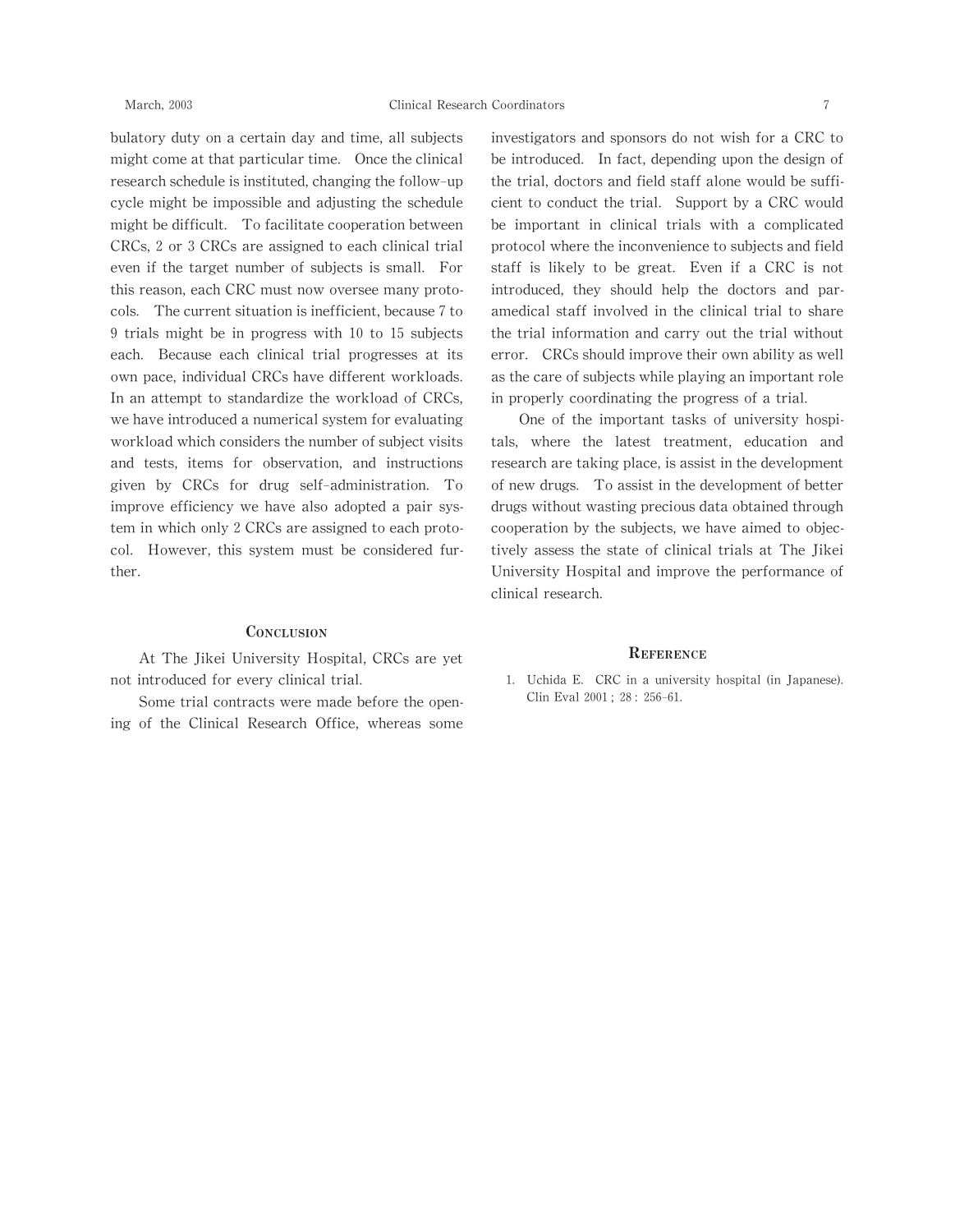bulatory duty on a certain day and time, all subjects might come at that particular time. Once the clinical research schedule is instituted, changing the follow-up cycle might be impossible and adjusting the schedule might be difficult. To facilitate cooperation between CRCs, 2 or 3 CRCs are assigned to each clinical trial even if the target number of subjects is small. For this reason, each CRC must now oversee many protocols. The current situation is inefficient, because 7 to 9 trials might be in progress with 10 to 15 subjects each. Because each clinical trial progresses at its own pace, individual CRCs have different workloads. In an attempt to standardize the workload of CRCs, we have introduced a numerical system for evaluating workload which considers the number of subject visits and tests, items for observation, and instructions given by CRCs for drug self-administration. To improve efficiency we have also adopted a pair system in which only 2 CRCs are assigned to each protocol. However, this system must be considered further.

## Conclusion

At The Jikei University Hospital, CRCs are yet not introduced for every clinical trial.

Some trial contracts were made before the opening of the Clinical Research Office, whereas some investigators and sponsors do not wish for a CRC to be introduced. In fact, depending upon the design of the trial, doctors and field staff alone would be sufficient to conduct the trial. Support by a CRC would be important in clinical trials with a complicated protocol where the inconvenience to subjects and field staff is likely to be great. Even if a CRC is not introduced, they should help the doctors and paramedical staff involved in the clinical trial to share the trial information and carry out the trial without error. CRCs should improve their own ability as well as the care of subjects while playing an important role in properly coordinating the progress of a trial.

One of the important tasks of university hospitals, where the latest treatment, education and research are taking place, is assist in the development of new drugs. To assist in the development of better drugs without wasting precious data obtained through cooperation by the subjects, we have aimed to objectively assess the state of clinical trials at The Jikei University Hospital and improve the performance of clinical research.

## Reference

1. Uchida E. CRC in a university hospital (in Japanese). Clin Eval 2001 ; 28 : 256-61.